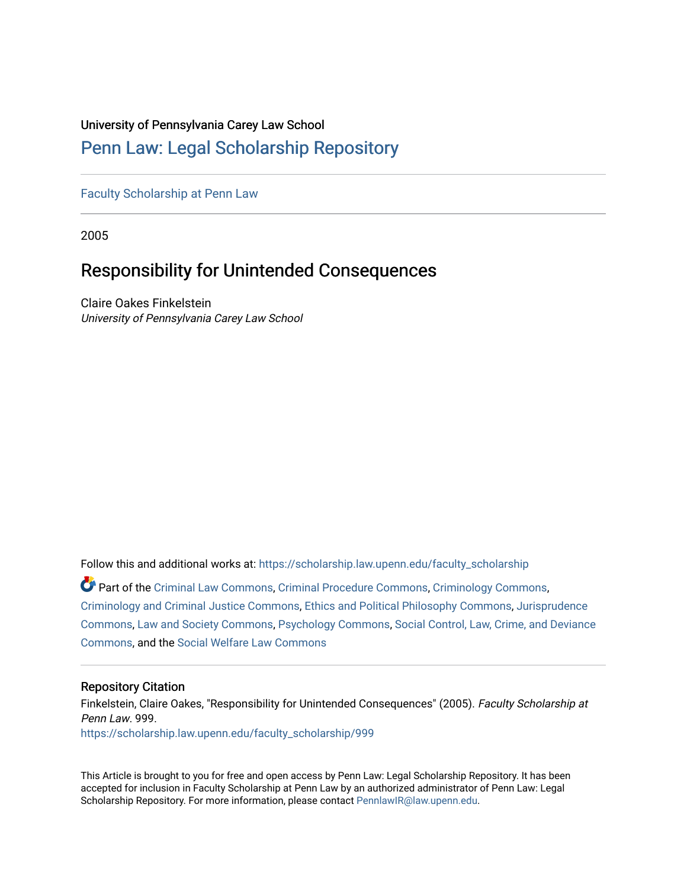University of Pennsylvania Carey Law School

# Penn Law: Legal Scholarship Repository

Faculty Scholarship at Penn Law

2005

## Responsibility for Unintended Consequences

Claire Oakes Finkelstein
*University of Pennsylvania Carey Law School*

Follow this and additional works at: https://scholarship.law.upenn.edu/faculty_scholarship

Part of the Criminal Law Commons, Criminal Procedure Commons, Criminology Commons, Criminology and Criminal Justice Commons, Ethics and Political Philosophy Commons, Jurisprudence Commons, Law and Society Commons, Psychology Commons, Social Control, Law, Crime, and Deviance Commons, and the Social Welfare Law Commons

### Repository Citation

Finkelstein, Claire Oakes, "Responsibility for Unintended Consequences" (2005). *Faculty Scholarship at Penn Law*. 999.
https://scholarship.law.upenn.edu/faculty_scholarship/999

This Article is brought to you for free and open access by Penn Law: Legal Scholarship Repository. It has been accepted for inclusion in Faculty Scholarship at Penn Law by an authorized administrator of Penn Law: Legal Scholarship Repository. For more information, please contact PennlawIR@law.upenn.edu.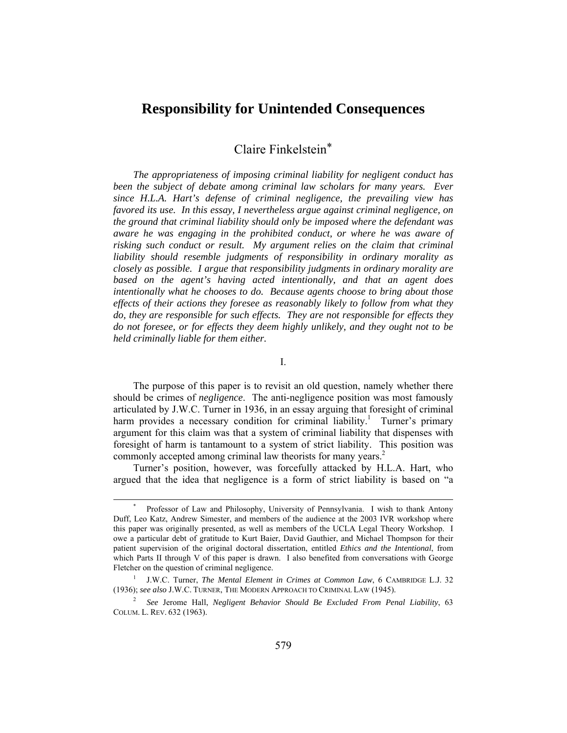# Responsibility for Unintended Consequences

Claire Finkelstein*

*The appropriateness of imposing criminal liability for negligent conduct has been the subject of debate among criminal law scholars for many years. Ever since H.L.A. Hart's defense of criminal negligence, the prevailing view has favored its use. In this essay, I nevertheless argue against criminal negligence, on the ground that criminal liability should only be imposed where the defendant was aware he was engaging in the prohibited conduct, or where he was aware of risking such conduct or result. My argument relies on the claim that criminal liability should resemble judgments of responsibility in ordinary morality as closely as possible. I argue that responsibility judgments in ordinary morality are based on the agent's having acted intentionally, and that an agent does intentionally what he chooses to do. Because agents choose to bring about those effects of their actions they foresee as reasonably likely to follow from what they do, they are responsible for such effects. They are not responsible for effects they do not foresee, or for effects they deem highly unlikely, and they ought not to be held criminally liable for them either.*

## I.

The purpose of this paper is to revisit an old question, namely whether there should be crimes of *negligence*. The anti-negligence position was most famously articulated by J.W.C. Turner in 1936, in an essay arguing that foresight of criminal harm provides a necessary condition for criminal liability.[1] Turner's primary argument for this claim was that a system of criminal liability that dispenses with foresight of harm is tantamount to a system of strict liability. This position was commonly accepted among criminal law theorists for many years.[2]

Turner's position, however, was forcefully attacked by H.L.A. Hart, who argued that the idea that negligence is a form of strict liability is based on "a

---

\* Professor of Law and Philosophy, University of Pennsylvania. I wish to thank Antony Duff, Leo Katz, Andrew Simester, and members of the audience at the 2003 IVR workshop where this paper was originally presented, as well as members of the UCLA Legal Theory Workshop. I owe a particular debt of gratitude to Kurt Baier, David Gauthier, and Michael Thompson for their patient supervision of the original doctoral dissertation, entitled *Ethics and the Intentional*, from which Parts II through V of this paper is drawn. I also benefited from conversations with George Fletcher on the question of criminal negligence.

[1] J.W.C. Turner, *The Mental Element in Crimes at Common Law*, 6 CAMBRIDGE L.J. 32 (1936); *see also* J.W.C. TURNER, THE MODERN APPROACH TO CRIMINAL LAW (1945).

[2] *See* Jerome Hall, *Negligent Behavior Should Be Excluded From Penal Liability*, 63 COLUM. L. REV. 632 (1963).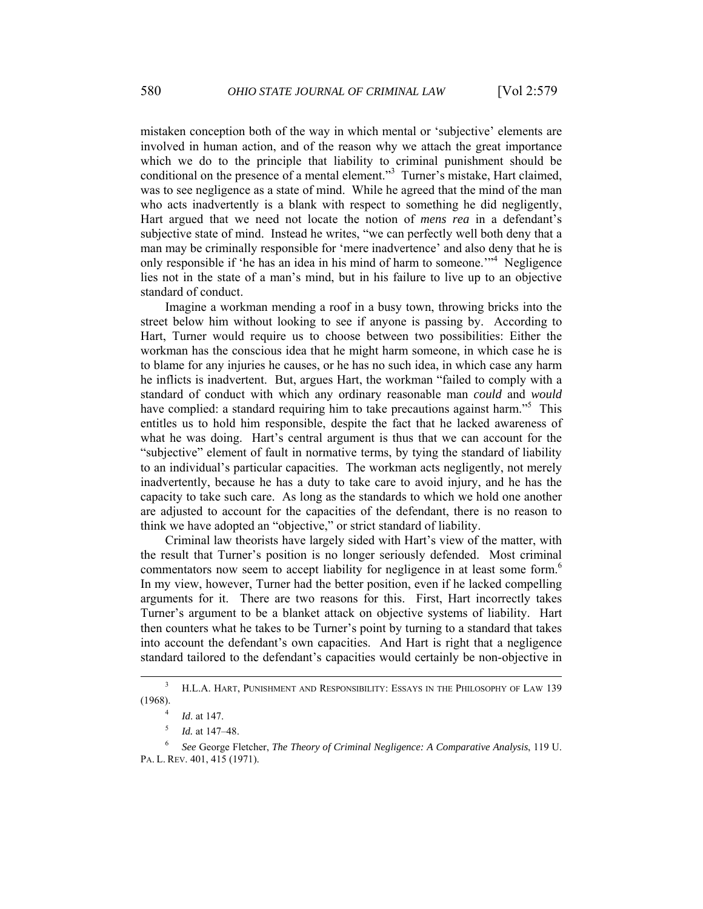mistaken conception both of the way in which mental or 'subjective' elements are involved in human action, and of the reason why we attach the great importance which we do to the principle that liability to criminal punishment should be conditional on the presence of a mental element."[3] Turner's mistake, Hart claimed, was to see negligence as a state of mind. While he agreed that the mind of the man who acts inadvertently is a blank with respect to something he did negligently, Hart argued that we need not locate the notion of *mens rea* in a defendant's subjective state of mind. Instead he writes, "we can perfectly well both deny that a man may be criminally responsible for 'mere inadvertence' and also deny that he is only responsible if 'he has an idea in his mind of harm to someone.'"[4] Negligence lies not in the state of a man's mind, but in his failure to live up to an objective standard of conduct.

Imagine a workman mending a roof in a busy town, throwing bricks into the street below him without looking to see if anyone is passing by. According to Hart, Turner would require us to choose between two possibilities: Either the workman has the conscious idea that he might harm someone, in which case he is to blame for any injuries he causes, or he has no such idea, in which case any harm he inflicts is inadvertent. But, argues Hart, the workman "failed to comply with a standard of conduct with which any ordinary reasonable man *could* and *would* have complied: a standard requiring him to take precautions against harm."[5] This entitles us to hold him responsible, despite the fact that he lacked awareness of what he was doing. Hart's central argument is thus that we can account for the "subjective" element of fault in normative terms, by tying the standard of liability to an individual's particular capacities. The workman acts negligently, not merely inadvertently, because he has a duty to take care to avoid injury, and he has the capacity to take such care. As long as the standards to which we hold one another are adjusted to account for the capacities of the defendant, there is no reason to think we have adopted an "objective," or strict standard of liability.

Criminal law theorists have largely sided with Hart's view of the matter, with the result that Turner's position is no longer seriously defended. Most criminal commentators now seem to accept liability for negligence in at least some form.[6] In my view, however, Turner had the better position, even if he lacked compelling arguments for it. There are two reasons for this. First, Hart incorrectly takes Turner's argument to be a blanket attack on objective systems of liability. Hart then counters what he takes to be Turner's point by turning to a standard that takes into account the defendant's own capacities. And Hart is right that a negligence standard tailored to the defendant's capacities would certainly be non-objective in

---

[3] H.L.A. HART, PUNISHMENT AND RESPONSIBILITY: ESSAYS IN THE PHILOSOPHY OF LAW 139 (1968).

[4] *Id*. at 147.

[5] *Id.* at 147–48.

[6] *See* George Fletcher, *The Theory of Criminal Negligence: A Comparative Analysis*, 119 U. PA. L. REV. 401, 415 (1971).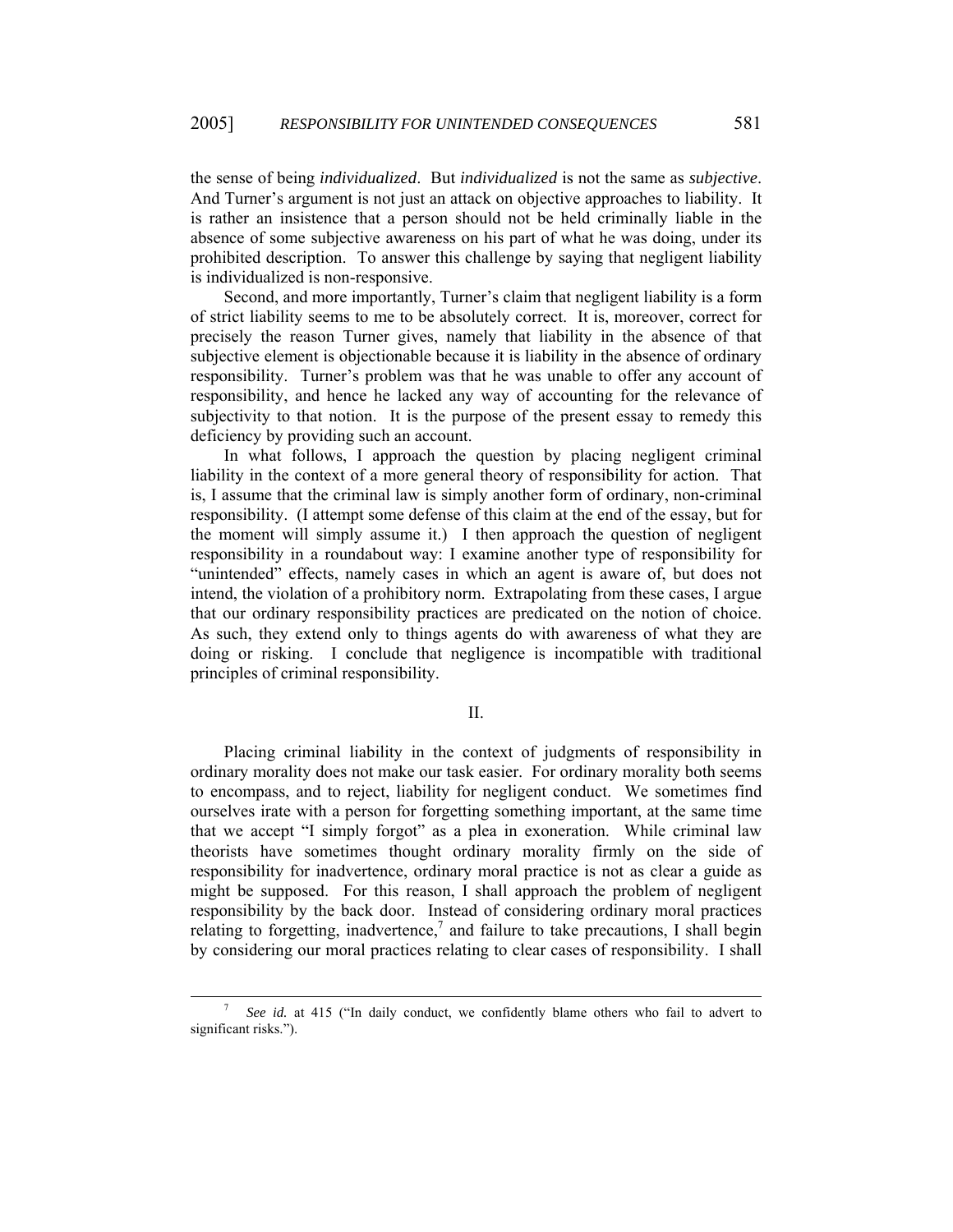the sense of being *individualized*. But *individualized* is not the same as *subjective*. And Turner's argument is not just an attack on objective approaches to liability. It is rather an insistence that a person should not be held criminally liable in the absence of some subjective awareness on his part of what he was doing, under its prohibited description. To answer this challenge by saying that negligent liability is individualized is non-responsive.

Second, and more importantly, Turner's claim that negligent liability is a form of strict liability seems to me to be absolutely correct. It is, moreover, correct for precisely the reason Turner gives, namely that liability in the absence of that subjective element is objectionable because it is liability in the absence of ordinary responsibility. Turner's problem was that he was unable to offer any account of responsibility, and hence he lacked any way of accounting for the relevance of subjectivity to that notion. It is the purpose of the present essay to remedy this deficiency by providing such an account.

In what follows, I approach the question by placing negligent criminal liability in the context of a more general theory of responsibility for action. That is, I assume that the criminal law is simply another form of ordinary, non-criminal responsibility. (I attempt some defense of this claim at the end of the essay, but for the moment will simply assume it.) I then approach the question of negligent responsibility in a roundabout way: I examine another type of responsibility for "unintended" effects, namely cases in which an agent is aware of, but does not intend, the violation of a prohibitory norm. Extrapolating from these cases, I argue that our ordinary responsibility practices are predicated on the notion of choice. As such, they extend only to things agents do with awareness of what they are doing or risking. I conclude that negligence is incompatible with traditional principles of criminal responsibility.

## II.

Placing criminal liability in the context of judgments of responsibility in ordinary morality does not make our task easier. For ordinary morality both seems to encompass, and to reject, liability for negligent conduct. We sometimes find ourselves irate with a person for forgetting something important, at the same time that we accept "I simply forgot" as a plea in exoneration. While criminal law theorists have sometimes thought ordinary morality firmly on the side of responsibility for inadvertence, ordinary moral practice is not as clear a guide as might be supposed. For this reason, I shall approach the problem of negligent responsibility by the back door. Instead of considering ordinary moral practices relating to forgetting, inadvertence,[7] and failure to take precautions, I shall begin by considering our moral practices relating to clear cases of responsibility. I shall

---

[7] *See id.* at 415 ("In daily conduct, we confidently blame others who fail to advert to significant risks.").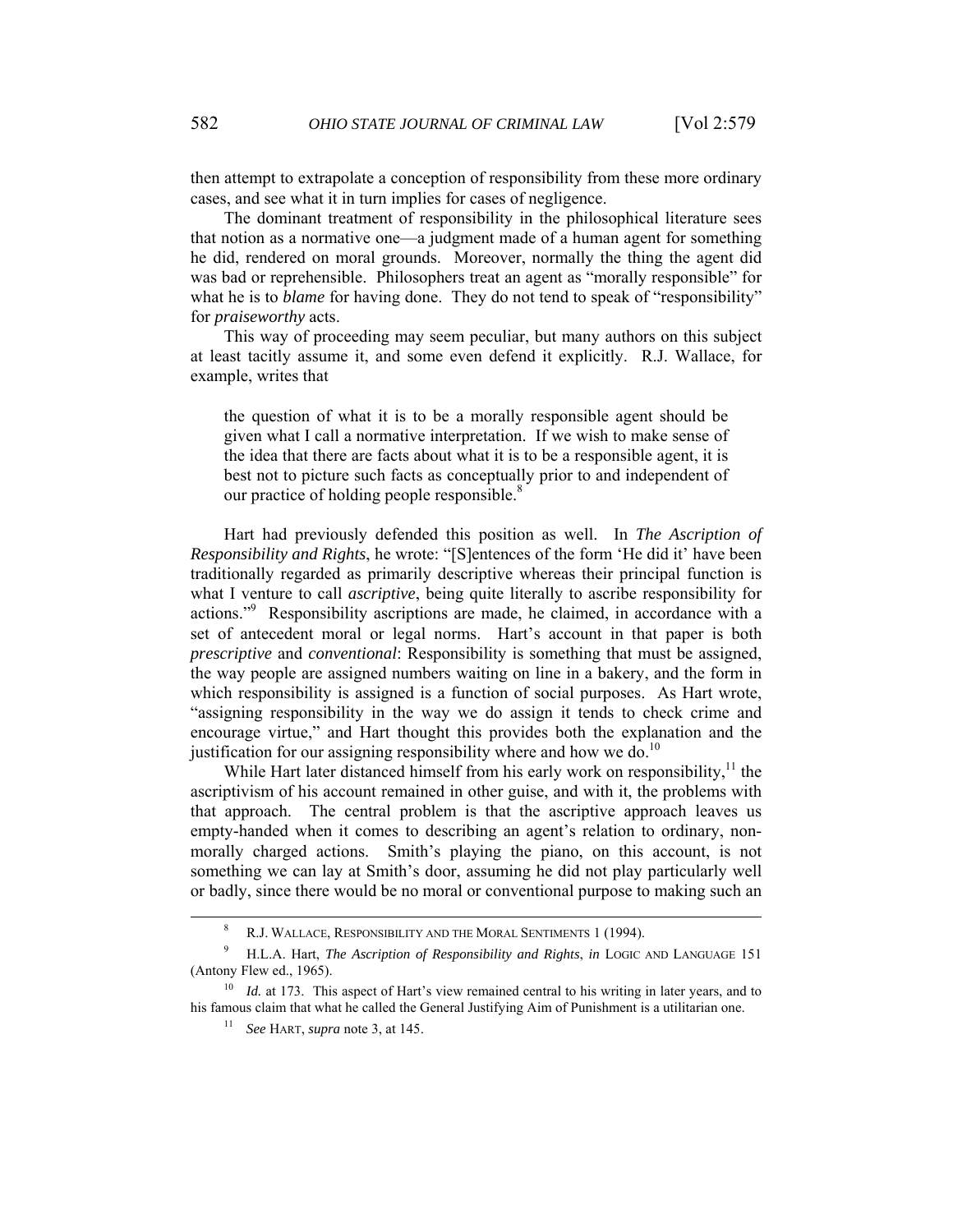then attempt to extrapolate a conception of responsibility from these more ordinary cases, and see what it in turn implies for cases of negligence.

The dominant treatment of responsibility in the philosophical literature sees that notion as a normative one—a judgment made of a human agent for something he did, rendered on moral grounds. Moreover, normally the thing the agent did was bad or reprehensible. Philosophers treat an agent as "morally responsible" for what he is to *blame* for having done. They do not tend to speak of "responsibility" for *praiseworthy* acts.

This way of proceeding may seem peculiar, but many authors on this subject at least tacitly assume it, and some even defend it explicitly. R.J. Wallace, for example, writes that

> the question of what it is to be a morally responsible agent should be given what I call a normative interpretation. If we wish to make sense of the idea that there are facts about what it is to be a responsible agent, it is best not to picture such facts as conceptually prior to and independent of our practice of holding people responsible.[8]

Hart had previously defended this position as well. In *The Ascription of Responsibility and Rights*, he wrote: "[S]entences of the form 'He did it' have been traditionally regarded as primarily descriptive whereas their principal function is what I venture to call *ascriptive*, being quite literally to ascribe responsibility for actions."[9] Responsibility ascriptions are made, he claimed, in accordance with a set of antecedent moral or legal norms. Hart's account in that paper is both *prescriptive* and *conventional*: Responsibility is something that must be assigned, the way people are assigned numbers waiting on line in a bakery, and the form in which responsibility is assigned is a function of social purposes. As Hart wrote, "assigning responsibility in the way we do assign it tends to check crime and encourage virtue," and Hart thought this provides both the explanation and the justification for our assigning responsibility where and how we do.[10]

While Hart later distanced himself from his early work on responsibility,[11] the ascriptivism of his account remained in other guise, and with it, the problems with that approach. The central problem is that the ascriptive approach leaves us empty-handed when it comes to describing an agent's relation to ordinary, non-morally charged actions. Smith's playing the piano, on this account, is not something we can lay at Smith's door, assuming he did not play particularly well or badly, since there would be no moral or conventional purpose to making such an

---

[8] R.J. WALLACE, RESPONSIBILITY AND THE MORAL SENTIMENTS 1 (1994).

[9] H.L.A. Hart, *The Ascription of Responsibility and Rights*, *in* LOGIC AND LANGUAGE 151 (Antony Flew ed., 1965).

[10] *Id.* at 173. This aspect of Hart's view remained central to his writing in later years, and to his famous claim that what he called the General Justifying Aim of Punishment is a utilitarian one.

[11] *See* HART, *supra* note 3, at 145.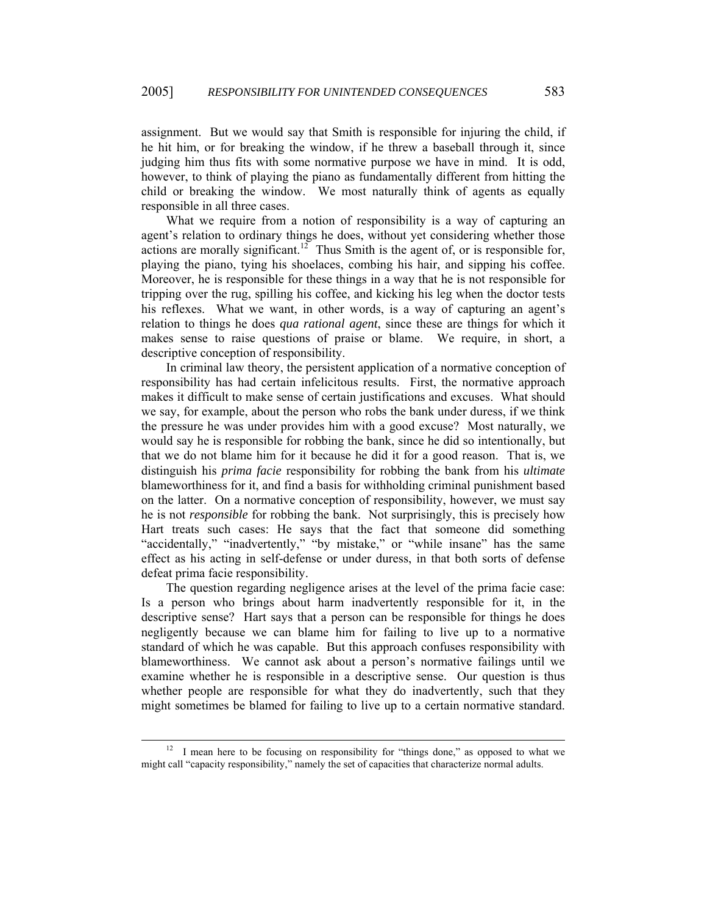assignment. But we would say that Smith is responsible for injuring the child, if he hit him, or for breaking the window, if he threw a baseball through it, since judging him thus fits with some normative purpose we have in mind. It is odd, however, to think of playing the piano as fundamentally different from hitting the child or breaking the window. We most naturally think of agents as equally responsible in all three cases.

What we require from a notion of responsibility is a way of capturing an agent's relation to ordinary things he does, without yet considering whether those actions are morally significant.[12] Thus Smith is the agent of, or is responsible for, playing the piano, tying his shoelaces, combing his hair, and sipping his coffee. Moreover, he is responsible for these things in a way that he is not responsible for tripping over the rug, spilling his coffee, and kicking his leg when the doctor tests his reflexes. What we want, in other words, is a way of capturing an agent's relation to things he does *qua rational agent*, since these are things for which it makes sense to raise questions of praise or blame. We require, in short, a descriptive conception of responsibility.

In criminal law theory, the persistent application of a normative conception of responsibility has had certain infelicitous results. First, the normative approach makes it difficult to make sense of certain justifications and excuses. What should we say, for example, about the person who robs the bank under duress, if we think the pressure he was under provides him with a good excuse? Most naturally, we would say he is responsible for robbing the bank, since he did so intentionally, but that we do not blame him for it because he did it for a good reason. That is, we distinguish his *prima facie* responsibility for robbing the bank from his *ultimate* blameworthiness for it, and find a basis for withholding criminal punishment based on the latter. On a normative conception of responsibility, however, we must say he is not *responsible* for robbing the bank. Not surprisingly, this is precisely how Hart treats such cases: He says that the fact that someone did something "accidentally," "inadvertently," "by mistake," or "while insane" has the same effect as his acting in self-defense or under duress, in that both sorts of defense defeat prima facie responsibility.

The question regarding negligence arises at the level of the prima facie case: Is a person who brings about harm inadvertently responsible for it, in the descriptive sense? Hart says that a person can be responsible for things he does negligently because we can blame him for failing to live up to a normative standard of which he was capable. But this approach confuses responsibility with blameworthiness. We cannot ask about a person's normative failings until we examine whether he is responsible in a descriptive sense. Our question is thus whether people are responsible for what they do inadvertently, such that they might sometimes be blamed for failing to live up to a certain normative standard.

[12] I mean here to be focusing on responsibility for "things done," as opposed to what we might call "capacity responsibility," namely the set of capacities that characterize normal adults.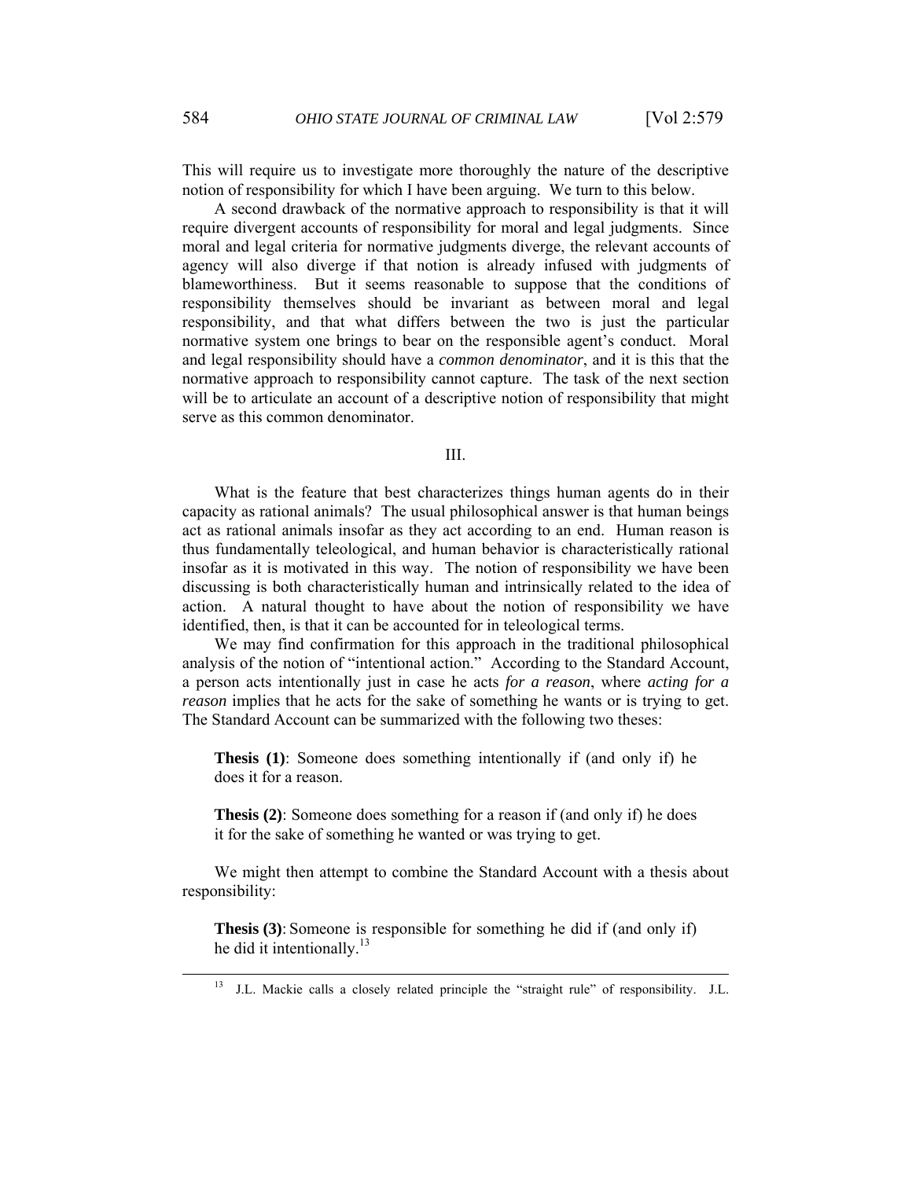This will require us to investigate more thoroughly the nature of the descriptive notion of responsibility for which I have been arguing. We turn to this below.

A second drawback of the normative approach to responsibility is that it will require divergent accounts of responsibility for moral and legal judgments. Since moral and legal criteria for normative judgments diverge, the relevant accounts of agency will also diverge if that notion is already infused with judgments of blameworthiness. But it seems reasonable to suppose that the conditions of responsibility themselves should be invariant as between moral and legal responsibility, and that what differs between the two is just the particular normative system one brings to bear on the responsible agent's conduct. Moral and legal responsibility should have a *common denominator*, and it is this that the normative approach to responsibility cannot capture. The task of the next section will be to articulate an account of a descriptive notion of responsibility that might serve as this common denominator.

## III.

What is the feature that best characterizes things human agents do in their capacity as rational animals? The usual philosophical answer is that human beings act as rational animals insofar as they act according to an end. Human reason is thus fundamentally teleological, and human behavior is characteristically rational insofar as it is motivated in this way. The notion of responsibility we have been discussing is both characteristically human and intrinsically related to the idea of action. A natural thought to have about the notion of responsibility we have identified, then, is that it can be accounted for in teleological terms.

We may find confirmation for this approach in the traditional philosophical analysis of the notion of "intentional action." According to the Standard Account, a person acts intentionally just in case he acts *for a reason*, where *acting for a reason* implies that he acts for the sake of something he wants or is trying to get. The Standard Account can be summarized with the following two theses:

> **Thesis (1)**: Someone does something intentionally if (and only if) he does it for a reason.

> **Thesis (2)**: Someone does something for a reason if (and only if) he does it for the sake of something he wanted or was trying to get.

We might then attempt to combine the Standard Account with a thesis about responsibility:

> **Thesis (3)**: Someone is responsible for something he did if (and only if) he did it intentionally.[13]

[13] J.L. Mackie calls a closely related principle the "straight rule" of responsibility. J.L.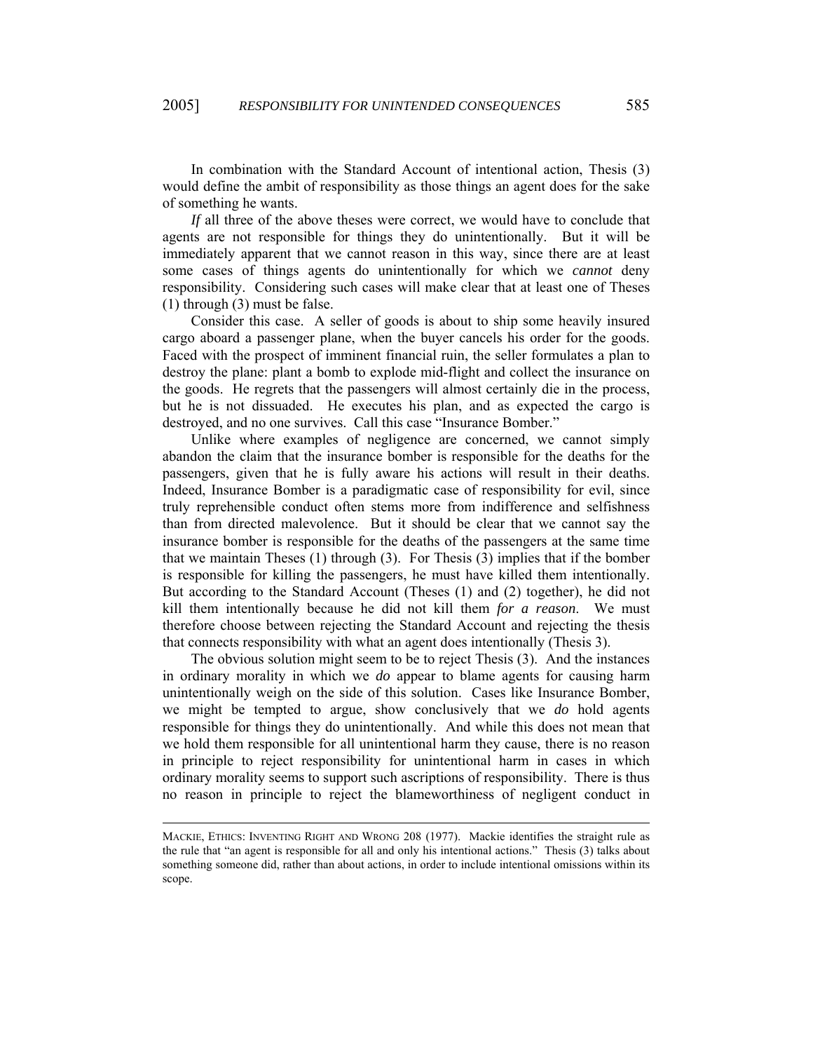In combination with the Standard Account of intentional action, Thesis (3) would define the ambit of responsibility as those things an agent does for the sake of something he wants.

*If* all three of the above theses were correct, we would have to conclude that agents are not responsible for things they do unintentionally. But it will be immediately apparent that we cannot reason in this way, since there are at least some cases of things agents do unintentionally for which we *cannot* deny responsibility. Considering such cases will make clear that at least one of Theses (1) through (3) must be false.

Consider this case. A seller of goods is about to ship some heavily insured cargo aboard a passenger plane, when the buyer cancels his order for the goods. Faced with the prospect of imminent financial ruin, the seller formulates a plan to destroy the plane: plant a bomb to explode mid-flight and collect the insurance on the goods. He regrets that the passengers will almost certainly die in the process, but he is not dissuaded. He executes his plan, and as expected the cargo is destroyed, and no one survives. Call this case "Insurance Bomber."

Unlike where examples of negligence are concerned, we cannot simply abandon the claim that the insurance bomber is responsible for the deaths for the passengers, given that he is fully aware his actions will result in their deaths. Indeed, Insurance Bomber is a paradigmatic case of responsibility for evil, since truly reprehensible conduct often stems more from indifference and selfishness than from directed malevolence. But it should be clear that we cannot say the insurance bomber is responsible for the deaths of the passengers at the same time that we maintain Theses (1) through (3). For Thesis (3) implies that if the bomber is responsible for killing the passengers, he must have killed them intentionally. But according to the Standard Account (Theses (1) and (2) together), he did not kill them intentionally because he did not kill them *for a reason*. We must therefore choose between rejecting the Standard Account and rejecting the thesis that connects responsibility with what an agent does intentionally (Thesis 3).

The obvious solution might seem to be to reject Thesis (3). And the instances in ordinary morality in which we *do* appear to blame agents for causing harm unintentionally weigh on the side of this solution. Cases like Insurance Bomber, we might be tempted to argue, show conclusively that we *do* hold agents responsible for things they do unintentionally. And while this does not mean that we hold them responsible for all unintentional harm they cause, there is no reason in principle to reject responsibility for unintentional harm in cases in which ordinary morality seems to support such ascriptions of responsibility. There is thus no reason in principle to reject the blameworthiness of negligent conduct in

---

MACKIE, ETHICS: INVENTING RIGHT AND WRONG 208 (1977). Mackie identifies the straight rule as the rule that "an agent is responsible for all and only his intentional actions." Thesis (3) talks about something someone did, rather than about actions, in order to include intentional omissions within its scope.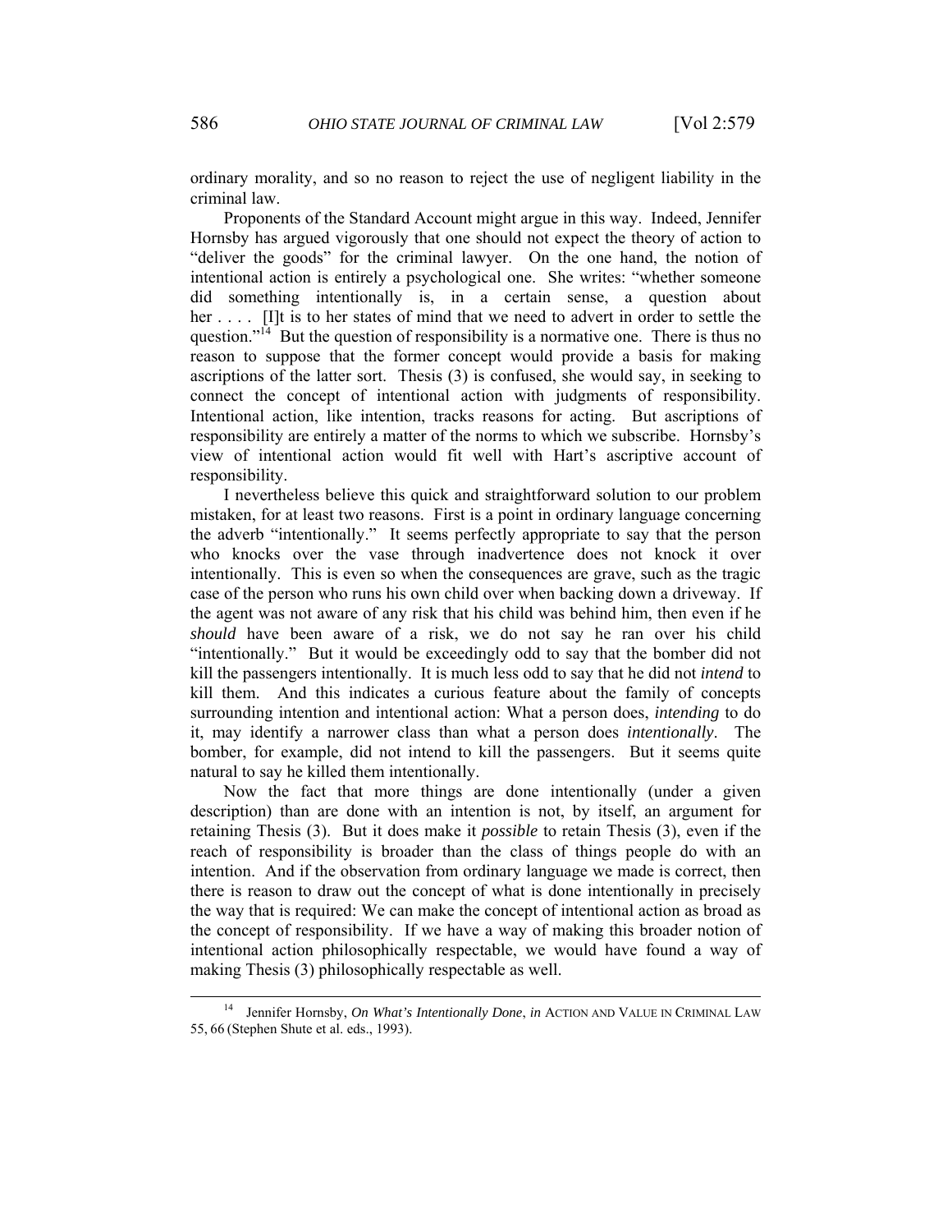ordinary morality, and so no reason to reject the use of negligent liability in the criminal law.

Proponents of the Standard Account might argue in this way. Indeed, Jennifer Hornsby has argued vigorously that one should not expect the theory of action to "deliver the goods" for the criminal lawyer. On the one hand, the notion of intentional action is entirely a psychological one. She writes: "whether someone did something intentionally is, in a certain sense, a question about her . . . . [I]t is to her states of mind that we need to advert in order to settle the question."[14] But the question of responsibility is a normative one. There is thus no reason to suppose that the former concept would provide a basis for making ascriptions of the latter sort. Thesis (3) is confused, she would say, in seeking to connect the concept of intentional action with judgments of responsibility. Intentional action, like intention, tracks reasons for acting. But ascriptions of responsibility are entirely a matter of the norms to which we subscribe. Hornsby's view of intentional action would fit well with Hart's ascriptive account of responsibility.

I nevertheless believe this quick and straightforward solution to our problem mistaken, for at least two reasons. First is a point in ordinary language concerning the adverb "intentionally." It seems perfectly appropriate to say that the person who knocks over the vase through inadvertence does not knock it over intentionally. This is even so when the consequences are grave, such as the tragic case of the person who runs his own child over when backing down a driveway. If the agent was not aware of any risk that his child was behind him, then even if he *should* have been aware of a risk, we do not say he ran over his child "intentionally." But it would be exceedingly odd to say that the bomber did not kill the passengers intentionally. It is much less odd to say that he did not *intend* to kill them. And this indicates a curious feature about the family of concepts surrounding intention and intentional action: What a person does, *intending* to do it, may identify a narrower class than what a person does *intentionally*. The bomber, for example, did not intend to kill the passengers. But it seems quite natural to say he killed them intentionally.

Now the fact that more things are done intentionally (under a given description) than are done with an intention is not, by itself, an argument for retaining Thesis (3). But it does make it *possible* to retain Thesis (3), even if the reach of responsibility is broader than the class of things people do with an intention. And if the observation from ordinary language we made is correct, then there is reason to draw out the concept of what is done intentionally in precisely the way that is required: We can make the concept of intentional action as broad as the concept of responsibility. If we have a way of making this broader notion of intentional action philosophically respectable, we would have found a way of making Thesis (3) philosophically respectable as well.

[14] Jennifer Hornsby, *On What's Intentionally Done*, *in* ACTION AND VALUE IN CRIMINAL LAW 55, 66 (Stephen Shute et al. eds., 1993).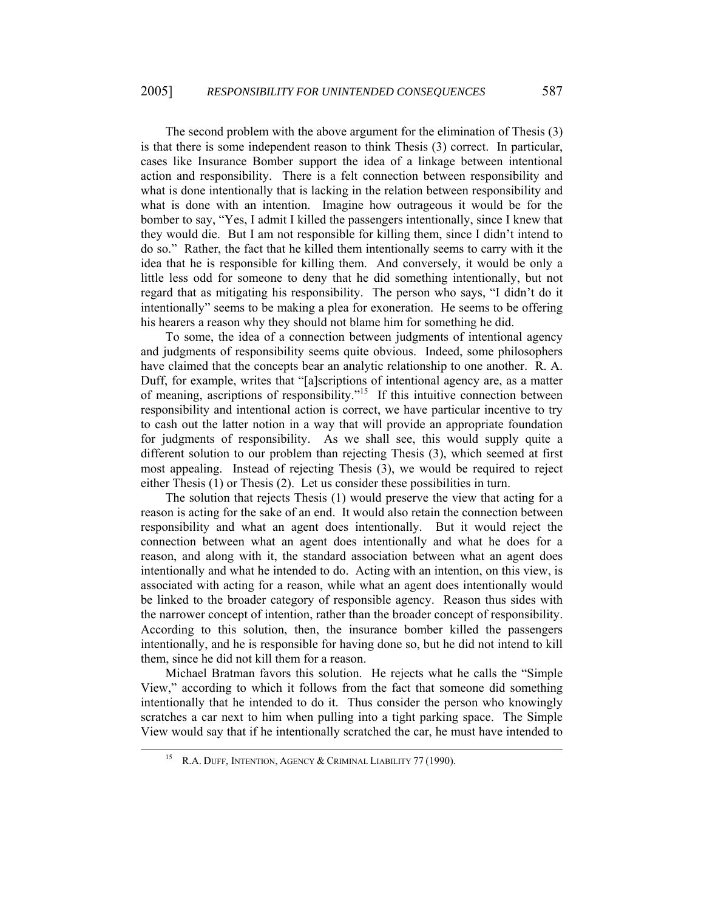The second problem with the above argument for the elimination of Thesis (3) is that there is some independent reason to think Thesis (3) correct. In particular, cases like Insurance Bomber support the idea of a linkage between intentional action and responsibility. There is a felt connection between responsibility and what is done intentionally that is lacking in the relation between responsibility and what is done with an intention. Imagine how outrageous it would be for the bomber to say, "Yes, I admit I killed the passengers intentionally, since I knew that they would die. But I am not responsible for killing them, since I didn't intend to do so." Rather, the fact that he killed them intentionally seems to carry with it the idea that he is responsible for killing them. And conversely, it would be only a little less odd for someone to deny that he did something intentionally, but not regard that as mitigating his responsibility. The person who says, "I didn't do it intentionally" seems to be making a plea for exoneration. He seems to be offering his hearers a reason why they should not blame him for something he did.

To some, the idea of a connection between judgments of intentional agency and judgments of responsibility seems quite obvious. Indeed, some philosophers have claimed that the concepts bear an analytic relationship to one another. R. A. Duff, for example, writes that "[a]scriptions of intentional agency are, as a matter of meaning, ascriptions of responsibility."[15] If this intuitive connection between responsibility and intentional action is correct, we have particular incentive to try to cash out the latter notion in a way that will provide an appropriate foundation for judgments of responsibility. As we shall see, this would supply quite a different solution to our problem than rejecting Thesis (3), which seemed at first most appealing. Instead of rejecting Thesis (3), we would be required to reject either Thesis (1) or Thesis (2). Let us consider these possibilities in turn.

The solution that rejects Thesis (1) would preserve the view that acting for a reason is acting for the sake of an end. It would also retain the connection between responsibility and what an agent does intentionally. But it would reject the connection between what an agent does intentionally and what he does for a reason, and along with it, the standard association between what an agent does intentionally and what he intended to do. Acting with an intention, on this view, is associated with acting for a reason, while what an agent does intentionally would be linked to the broader category of responsible agency. Reason thus sides with the narrower concept of intention, rather than the broader concept of responsibility. According to this solution, then, the insurance bomber killed the passengers intentionally, and he is responsible for having done so, but he did not intend to kill them, since he did not kill them for a reason.

Michael Bratman favors this solution. He rejects what he calls the "Simple View," according to which it follows from the fact that someone did something intentionally that he intended to do it. Thus consider the person who knowingly scratches a car next to him when pulling into a tight parking space. The Simple View would say that if he intentionally scratched the car, he must have intended to

[15] R.A. DUFF, INTENTION, AGENCY & CRIMINAL LIABILITY 77 (1990).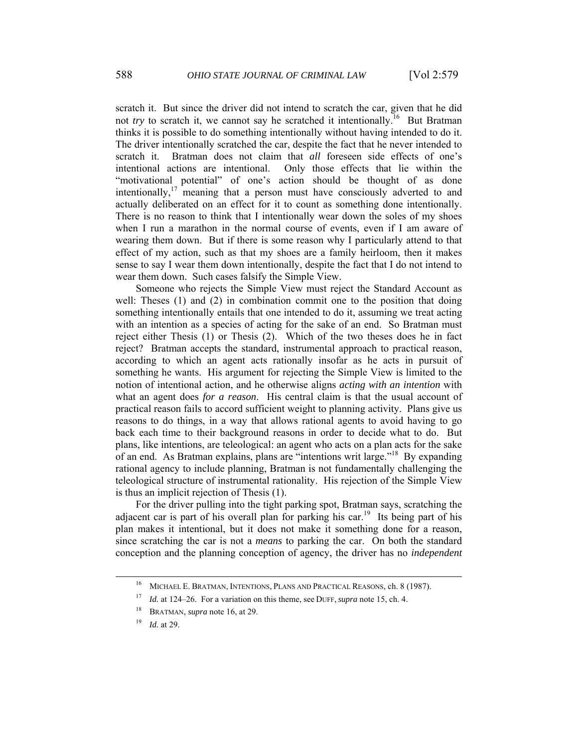scratch it. But since the driver did not intend to scratch the car, given that he did not *try* to scratch it, we cannot say he scratched it intentionally.[16] But Bratman thinks it is possible to do something intentionally without having intended to do it. The driver intentionally scratched the car, despite the fact that he never intended to scratch it. Bratman does not claim that *all* foreseen side effects of one's intentional actions are intentional. Only those effects that lie within the "motivational potential" of one's action should be thought of as done intentionally,[17] meaning that a person must have consciously adverted to and actually deliberated on an effect for it to count as something done intentionally. There is no reason to think that I intentionally wear down the soles of my shoes when I run a marathon in the normal course of events, even if I am aware of wearing them down. But if there is some reason why I particularly attend to that effect of my action, such as that my shoes are a family heirloom, then it makes sense to say I wear them down intentionally, despite the fact that I do not intend to wear them down. Such cases falsify the Simple View.

Someone who rejects the Simple View must reject the Standard Account as well: Theses (1) and (2) in combination commit one to the position that doing something intentionally entails that one intended to do it, assuming we treat acting with an intention as a species of acting for the sake of an end. So Bratman must reject either Thesis (1) or Thesis (2). Which of the two theses does he in fact reject? Bratman accepts the standard, instrumental approach to practical reason, according to which an agent acts rationally insofar as he acts in pursuit of something he wants. His argument for rejecting the Simple View is limited to the notion of intentional action, and he otherwise aligns *acting with an intention* with what an agent does *for a reason*. His central claim is that the usual account of practical reason fails to accord sufficient weight to planning activity. Plans give us reasons to do things, in a way that allows rational agents to avoid having to go back each time to their background reasons in order to decide what to do. But plans, like intentions, are teleological: an agent who acts on a plan acts for the sake of an end. As Bratman explains, plans are "intentions writ large."[18] By expanding rational agency to include planning, Bratman is not fundamentally challenging the teleological structure of instrumental rationality. His rejection of the Simple View is thus an implicit rejection of Thesis (1).

For the driver pulling into the tight parking spot, Bratman says, scratching the adjacent car is part of his overall plan for parking his car.[19] Its being part of his plan makes it intentional, but it does not make it something done for a reason, since scratching the car is not a *means* to parking the car. On both the standard conception and the planning conception of agency, the driver has no *independent*

---

[16] MICHAEL E. BRATMAN, INTENTIONS, PLANS AND PRACTICAL REASONS, ch. 8 (1987).

[17] *Id.* at 124–26. For a variation on this theme, see DUFF, *supra* note 15, ch. 4.

[18] BRATMAN, *supra* note 16, at 29.

[19] *Id.* at 29.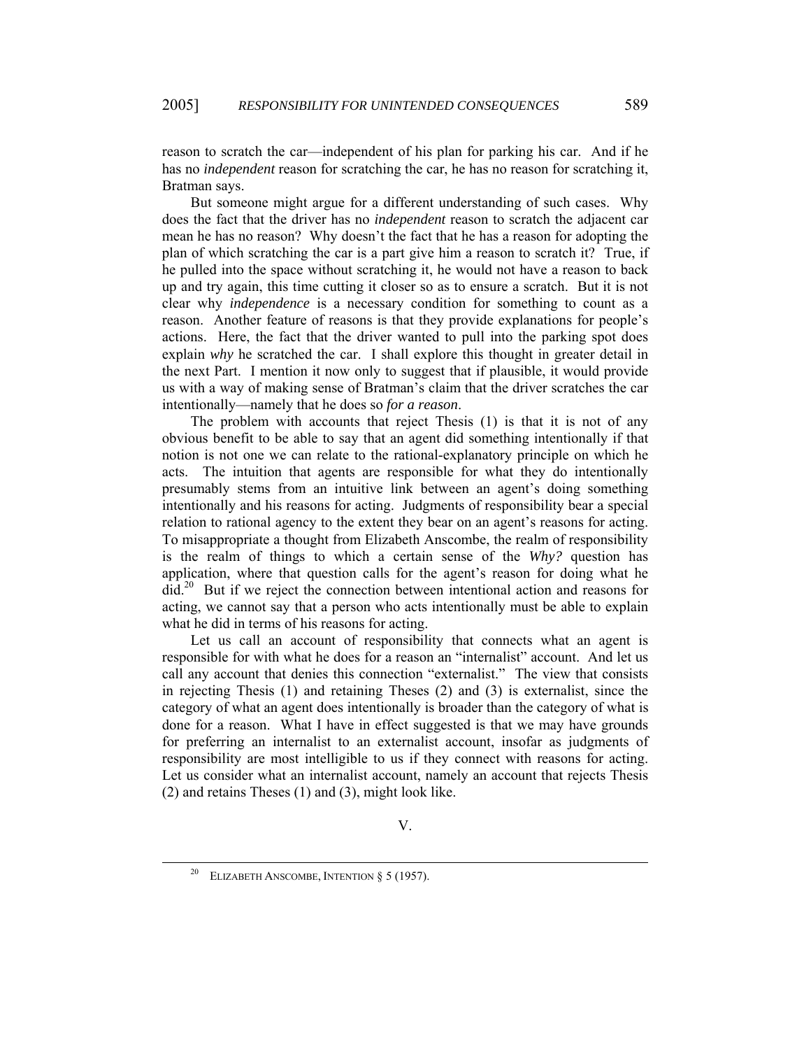reason to scratch the car—independent of his plan for parking his car. And if he has no *independent* reason for scratching the car, he has no reason for scratching it, Bratman says.

But someone might argue for a different understanding of such cases. Why does the fact that the driver has no *independent* reason to scratch the adjacent car mean he has no reason? Why doesn't the fact that he has a reason for adopting the plan of which scratching the car is a part give him a reason to scratch it? True, if he pulled into the space without scratching it, he would not have a reason to back up and try again, this time cutting it closer so as to ensure a scratch. But it is not clear why *independence* is a necessary condition for something to count as a reason. Another feature of reasons is that they provide explanations for people's actions. Here, the fact that the driver wanted to pull into the parking spot does explain *why* he scratched the car. I shall explore this thought in greater detail in the next Part. I mention it now only to suggest that if plausible, it would provide us with a way of making sense of Bratman's claim that the driver scratches the car intentionally—namely that he does so *for a reason*.

The problem with accounts that reject Thesis (1) is that it is not of any obvious benefit to be able to say that an agent did something intentionally if that notion is not one we can relate to the rational-explanatory principle on which he acts. The intuition that agents are responsible for what they do intentionally presumably stems from an intuitive link between an agent's doing something intentionally and his reasons for acting. Judgments of responsibility bear a special relation to rational agency to the extent they bear on an agent's reasons for acting. To misappropriate a thought from Elizabeth Anscombe, the realm of responsibility is the realm of things to which a certain sense of the *Why?* question has application, where that question calls for the agent's reason for doing what he did.[20] But if we reject the connection between intentional action and reasons for acting, we cannot say that a person who acts intentionally must be able to explain what he did in terms of his reasons for acting.

Let us call an account of responsibility that connects what an agent is responsible for with what he does for a reason an "internalist" account. And let us call any account that denies this connection "externalist." The view that consists in rejecting Thesis (1) and retaining Theses (2) and (3) is externalist, since the category of what an agent does intentionally is broader than the category of what is done for a reason. What I have in effect suggested is that we may have grounds for preferring an internalist to an externalist account, insofar as judgments of responsibility are most intelligible to us if they connect with reasons for acting. Let us consider what an internalist account, namely an account that rejects Thesis (2) and retains Theses (1) and (3), might look like.

## V.

[20] ELIZABETH ANSCOMBE, INTENTION § 5 (1957).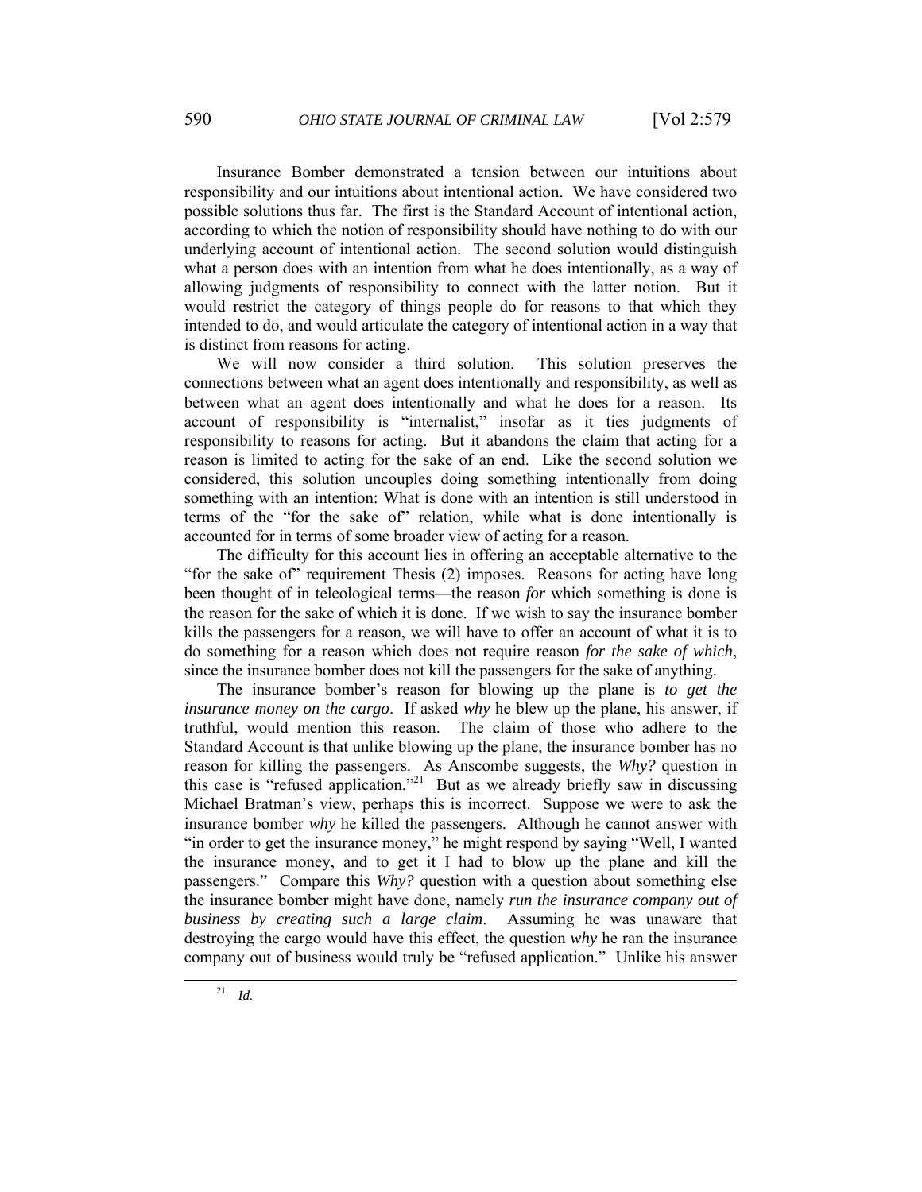Insurance Bomber demonstrated a tension between our intuitions about responsibility and our intuitions about intentional action. We have considered two possible solutions thus far. The first is the Standard Account of intentional action, according to which the notion of responsibility should have nothing to do with our underlying account of intentional action. The second solution would distinguish what a person does with an intention from what he does intentionally, as a way of allowing judgments of responsibility to connect with the latter notion. But it would restrict the category of things people do for reasons to that which they intended to do, and would articulate the category of intentional action in a way that is distinct from reasons for acting.

We will now consider a third solution. This solution preserves the connections between what an agent does intentionally and responsibility, as well as between what an agent does intentionally and what he does for a reason. Its account of responsibility is "internalist," insofar as it ties judgments of responsibility to reasons for acting. But it abandons the claim that acting for a reason is limited to acting for the sake of an end. Like the second solution we considered, this solution uncouples doing something intentionally from doing something with an intention: What is done with an intention is still understood in terms of the "for the sake of" relation, while what is done intentionally is accounted for in terms of some broader view of acting for a reason.

The difficulty for this account lies in offering an acceptable alternative to the "for the sake of" requirement Thesis (2) imposes. Reasons for acting have long been thought of in teleological terms—the reason *for* which something is done is the reason for the sake of which it is done. If we wish to say the insurance bomber kills the passengers for a reason, we will have to offer an account of what it is to do something for a reason which does not require reason *for the sake of which*, since the insurance bomber does not kill the passengers for the sake of anything.

The insurance bomber's reason for blowing up the plane is *to get the insurance money on the cargo*. If asked *why* he blew up the plane, his answer, if truthful, would mention this reason. The claim of those who adhere to the Standard Account is that unlike blowing up the plane, the insurance bomber has no reason for killing the passengers. As Anscombe suggests, the *Why?* question in this case is "refused application."[21] But as we already briefly saw in discussing Michael Bratman's view, perhaps this is incorrect. Suppose we were to ask the insurance bomber *why* he killed the passengers. Although he cannot answer with "in order to get the insurance money," he might respond by saying "Well, I wanted the insurance money, and to get it I had to blow up the plane and kill the passengers." Compare this *Why?* question with a question about something else the insurance bomber might have done, namely *run the insurance company out of business by creating such a large claim*. Assuming he was unaware that destroying the cargo would have this effect, the question *why* he ran the insurance company out of business would truly be "refused application." Unlike his answer

[21] *Id.*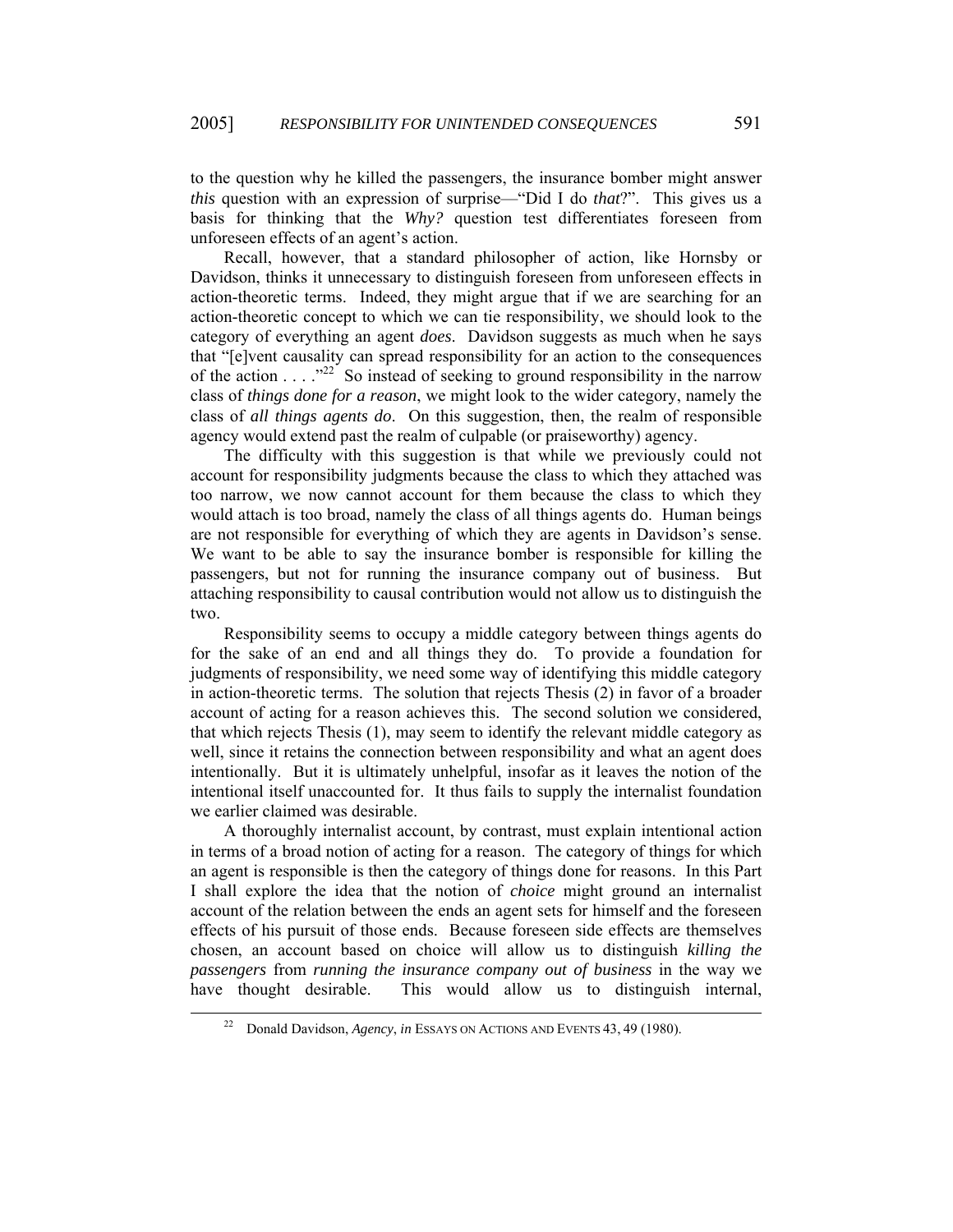to the question why he killed the passengers, the insurance bomber might answer *this* question with an expression of surprise—"Did I do *that*?". This gives us a basis for thinking that the *Why?* question test differentiates foreseen from unforeseen effects of an agent's action.

Recall, however, that a standard philosopher of action, like Hornsby or Davidson, thinks it unnecessary to distinguish foreseen from unforeseen effects in action-theoretic terms. Indeed, they might argue that if we are searching for an action-theoretic concept to which we can tie responsibility, we should look to the category of everything an agent *does*. Davidson suggests as much when he says that "[e]vent causality can spread responsibility for an action to the consequences of the action . . . ."[22] So instead of seeking to ground responsibility in the narrow class of *things done for a reason*, we might look to the wider category, namely the class of *all things agents do*. On this suggestion, then, the realm of responsible agency would extend past the realm of culpable (or praiseworthy) agency.

The difficulty with this suggestion is that while we previously could not account for responsibility judgments because the class to which they attached was too narrow, we now cannot account for them because the class to which they would attach is too broad, namely the class of all things agents do. Human beings are not responsible for everything of which they are agents in Davidson's sense. We want to be able to say the insurance bomber is responsible for killing the passengers, but not for running the insurance company out of business. But attaching responsibility to causal contribution would not allow us to distinguish the two.

Responsibility seems to occupy a middle category between things agents do for the sake of an end and all things they do. To provide a foundation for judgments of responsibility, we need some way of identifying this middle category in action-theoretic terms. The solution that rejects Thesis (2) in favor of a broader account of acting for a reason achieves this. The second solution we considered, that which rejects Thesis (1), may seem to identify the relevant middle category as well, since it retains the connection between responsibility and what an agent does intentionally. But it is ultimately unhelpful, insofar as it leaves the notion of the intentional itself unaccounted for. It thus fails to supply the internalist foundation we earlier claimed was desirable.

A thoroughly internalist account, by contrast, must explain intentional action in terms of a broad notion of acting for a reason. The category of things for which an agent is responsible is then the category of things done for reasons. In this Part I shall explore the idea that the notion of *choice* might ground an internalist account of the relation between the ends an agent sets for himself and the foreseen effects of his pursuit of those ends. Because foreseen side effects are themselves chosen, an account based on choice will allow us to distinguish *killing the passengers* from *running the insurance company out of business* in the way we have thought desirable. This would allow us to distinguish internal,

[22] Donald Davidson, *Agency*, *in* ESSAYS ON ACTIONS AND EVENTS 43, 49 (1980).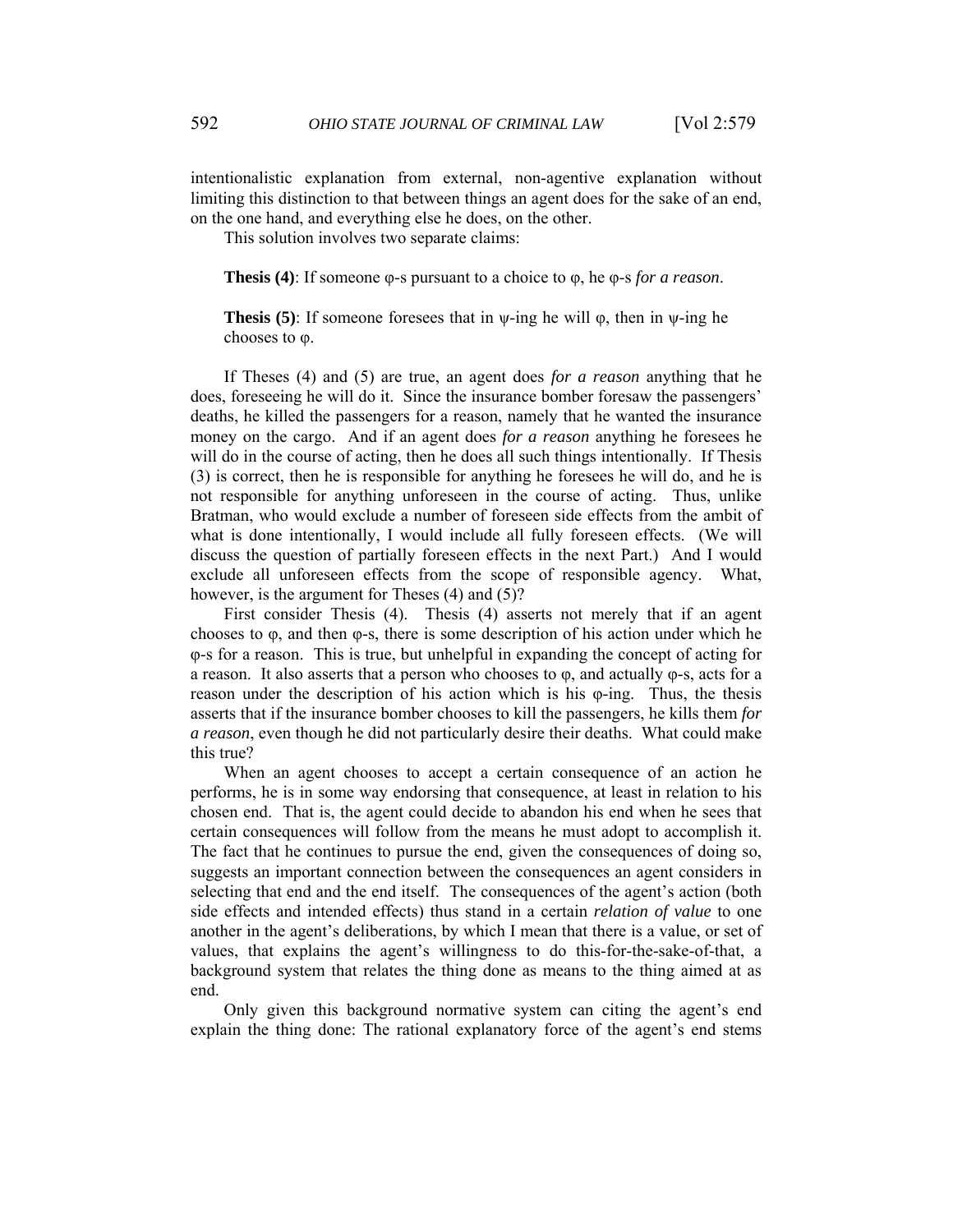intentionalistic explanation from external, non-agentive explanation without limiting this distinction to that between things an agent does for the sake of an end, on the one hand, and everything else he does, on the other.

This solution involves two separate claims:

> **Thesis (4)**: If someone φ-s pursuant to a choice to φ, he φ-s *for a reason*.
>
> **Thesis (5)**: If someone foresees that in ψ-ing he will φ, then in ψ-ing he chooses to φ.

If Theses (4) and (5) are true, an agent does *for a reason* anything that he does, foreseeing he will do it. Since the insurance bomber foresaw the passengers' deaths, he killed the passengers for a reason, namely that he wanted the insurance money on the cargo. And if an agent does *for a reason* anything he foresees he will do in the course of acting, then he does all such things intentionally. If Thesis (3) is correct, then he is responsible for anything he foresees he will do, and he is not responsible for anything unforeseen in the course of acting. Thus, unlike Bratman, who would exclude a number of foreseen side effects from the ambit of what is done intentionally, I would include all fully foreseen effects. (We will discuss the question of partially foreseen effects in the next Part.) And I would exclude all unforeseen effects from the scope of responsible agency. What, however, is the argument for Theses (4) and (5)?

First consider Thesis (4). Thesis (4) asserts not merely that if an agent chooses to φ, and then φ-s, there is some description of his action under which he φ-s for a reason. This is true, but unhelpful in expanding the concept of acting for a reason. It also asserts that a person who chooses to φ, and actually φ-s, acts for a reason under the description of his action which is his φ-ing. Thus, the thesis asserts that if the insurance bomber chooses to kill the passengers, he kills them *for a reason*, even though he did not particularly desire their deaths. What could make this true?

When an agent chooses to accept a certain consequence of an action he performs, he is in some way endorsing that consequence, at least in relation to his chosen end. That is, the agent could decide to abandon his end when he sees that certain consequences will follow from the means he must adopt to accomplish it. The fact that he continues to pursue the end, given the consequences of doing so, suggests an important connection between the consequences an agent considers in selecting that end and the end itself. The consequences of the agent's action (both side effects and intended effects) thus stand in a certain *relation of value* to one another in the agent's deliberations, by which I mean that there is a value, or set of values, that explains the agent's willingness to do this-for-the-sake-of-that, a background system that relates the thing done as means to the thing aimed at as end.

Only given this background normative system can citing the agent's end explain the thing done: The rational explanatory force of the agent's end stems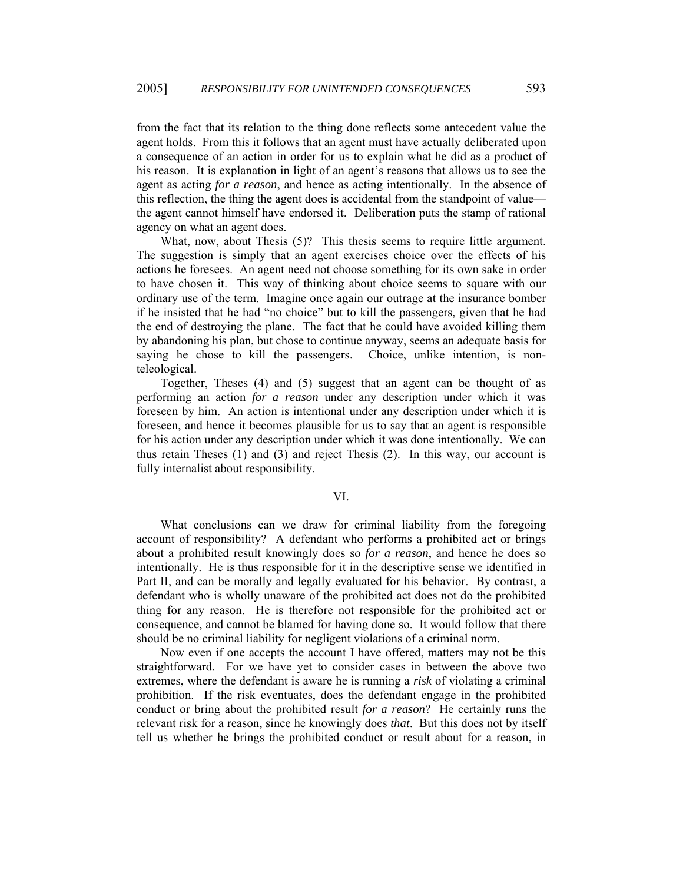from the fact that its relation to the thing done reflects some antecedent value the agent holds. From this it follows that an agent must have actually deliberated upon a consequence of an action in order for us to explain what he did as a product of his reason. It is explanation in light of an agent's reasons that allows us to see the agent as acting *for a reason*, and hence as acting intentionally. In the absence of this reflection, the thing the agent does is accidental from the standpoint of value—the agent cannot himself have endorsed it. Deliberation puts the stamp of rational agency on what an agent does.

What, now, about Thesis (5)? This thesis seems to require little argument. The suggestion is simply that an agent exercises choice over the effects of his actions he foresees. An agent need not choose something for its own sake in order to have chosen it. This way of thinking about choice seems to square with our ordinary use of the term. Imagine once again our outrage at the insurance bomber if he insisted that he had "no choice" but to kill the passengers, given that he had the end of destroying the plane. The fact that he could have avoided killing them by abandoning his plan, but chose to continue anyway, seems an adequate basis for saying he chose to kill the passengers. Choice, unlike intention, is non-teleological.

Together, Theses (4) and (5) suggest that an agent can be thought of as performing an action *for a reason* under any description under which it was foreseen by him. An action is intentional under any description under which it is foreseen, and hence it becomes plausible for us to say that an agent is responsible for his action under any description under which it was done intentionally. We can thus retain Theses (1) and (3) and reject Thesis (2). In this way, our account is fully internalist about responsibility.

## VI.

What conclusions can we draw for criminal liability from the foregoing account of responsibility? A defendant who performs a prohibited act or brings about a prohibited result knowingly does so *for a reason*, and hence he does so intentionally. He is thus responsible for it in the descriptive sense we identified in Part II, and can be morally and legally evaluated for his behavior. By contrast, a defendant who is wholly unaware of the prohibited act does not do the prohibited thing for any reason. He is therefore not responsible for the prohibited act or consequence, and cannot be blamed for having done so. It would follow that there should be no criminal liability for negligent violations of a criminal norm.

Now even if one accepts the account I have offered, matters may not be this straightforward. For we have yet to consider cases in between the above two extremes, where the defendant is aware he is running a *risk* of violating a criminal prohibition. If the risk eventuates, does the defendant engage in the prohibited conduct or bring about the prohibited result *for a reason*? He certainly runs the relevant risk for a reason, since he knowingly does *that*. But this does not by itself tell us whether he brings the prohibited conduct or result about for a reason, in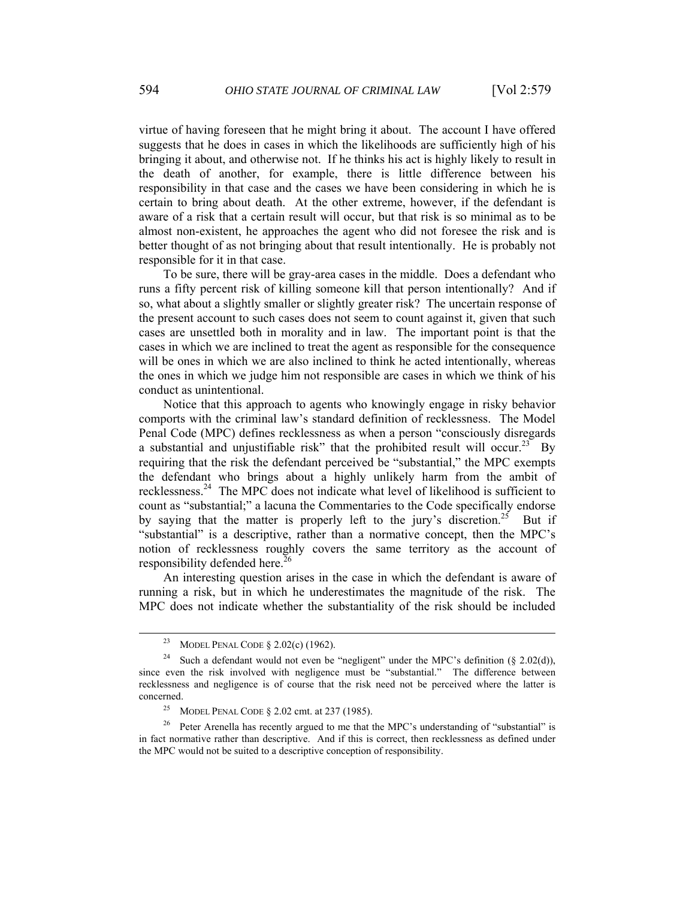virtue of having foreseen that he might bring it about. The account I have offered suggests that he does in cases in which the likelihoods are sufficiently high of his bringing it about, and otherwise not. If he thinks his act is highly likely to result in the death of another, for example, there is little difference between his responsibility in that case and the cases we have been considering in which he is certain to bring about death. At the other extreme, however, if the defendant is aware of a risk that a certain result will occur, but that risk is so minimal as to be almost non-existent, he approaches the agent who did not foresee the risk and is better thought of as not bringing about that result intentionally. He is probably not responsible for it in that case.

To be sure, there will be gray-area cases in the middle. Does a defendant who runs a fifty percent risk of killing someone kill that person intentionally? And if so, what about a slightly smaller or slightly greater risk? The uncertain response of the present account to such cases does not seem to count against it, given that such cases are unsettled both in morality and in law. The important point is that the cases in which we are inclined to treat the agent as responsible for the consequence will be ones in which we are also inclined to think he acted intentionally, whereas the ones in which we judge him not responsible are cases in which we think of his conduct as unintentional.

Notice that this approach to agents who knowingly engage in risky behavior comports with the criminal law's standard definition of recklessness. The Model Penal Code (MPC) defines recklessness as when a person "consciously disregards a substantial and unjustifiable risk" that the prohibited result will occur.[23] By requiring that the risk the defendant perceived be "substantial," the MPC exempts the defendant who brings about a highly unlikely harm from the ambit of recklessness.[24] The MPC does not indicate what level of likelihood is sufficient to count as "substantial;" a lacuna the Commentaries to the Code specifically endorse by saying that the matter is properly left to the jury's discretion.[25] But if "substantial" is a descriptive, rather than a normative concept, then the MPC's notion of recklessness roughly covers the same territory as the account of responsibility defended here.[26]

An interesting question arises in the case in which the defendant is aware of running a risk, but in which he underestimates the magnitude of the risk. The MPC does not indicate whether the substantiality of the risk should be included

---

[23] MODEL PENAL CODE § 2.02(c) (1962).

[24] Such a defendant would not even be "negligent" under the MPC's definition (§ 2.02(d)), since even the risk involved with negligence must be "substantial." The difference between recklessness and negligence is of course that the risk need not be perceived where the latter is concerned.

[25] MODEL PENAL CODE § 2.02 cmt. at 237 (1985).

[26] Peter Arenella has recently argued to me that the MPC's understanding of "substantial" is in fact normative rather than descriptive. And if this is correct, then recklessness as defined under the MPC would not be suited to a descriptive conception of responsibility.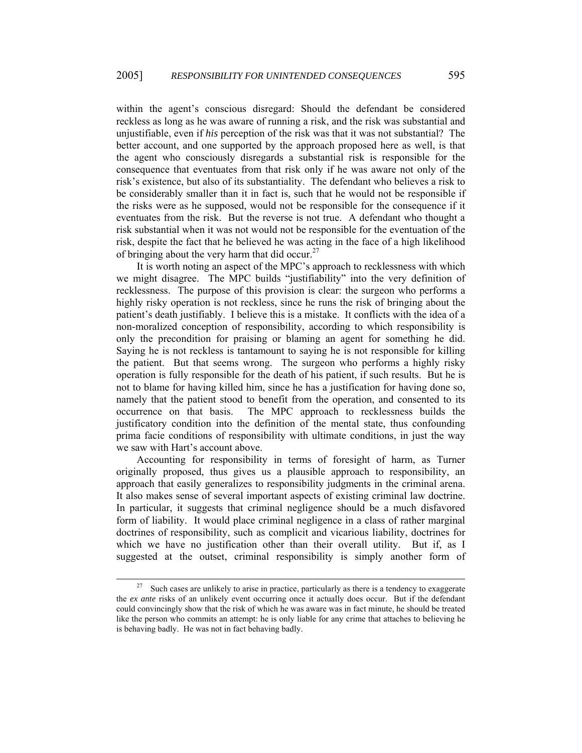within the agent's conscious disregard: Should the defendant be considered reckless as long as he was aware of running a risk, and the risk was substantial and unjustifiable, even if *his* perception of the risk was that it was not substantial? The better account, and one supported by the approach proposed here as well, is that the agent who consciously disregards a substantial risk is responsible for the consequence that eventuates from that risk only if he was aware not only of the risk's existence, but also of its substantiality. The defendant who believes a risk to be considerably smaller than it in fact is, such that he would not be responsible if the risks were as he supposed, would not be responsible for the consequence if it eventuates from the risk. But the reverse is not true. A defendant who thought a risk substantial when it was not would not be responsible for the eventuation of the risk, despite the fact that he believed he was acting in the face of a high likelihood of bringing about the very harm that did occur.[27]

It is worth noting an aspect of the MPC's approach to recklessness with which we might disagree. The MPC builds "justifiability" into the very definition of recklessness. The purpose of this provision is clear: the surgeon who performs a highly risky operation is not reckless, since he runs the risk of bringing about the patient's death justifiably. I believe this is a mistake. It conflicts with the idea of a non-moralized conception of responsibility, according to which responsibility is only the precondition for praising or blaming an agent for something he did. Saying he is not reckless is tantamount to saying he is not responsible for killing the patient. But that seems wrong. The surgeon who performs a highly risky operation is fully responsible for the death of his patient, if such results. But he is not to blame for having killed him, since he has a justification for having done so, namely that the patient stood to benefit from the operation, and consented to its occurrence on that basis. The MPC approach to recklessness builds the justificatory condition into the definition of the mental state, thus confounding prima facie conditions of responsibility with ultimate conditions, in just the way we saw with Hart's account above.

Accounting for responsibility in terms of foresight of harm, as Turner originally proposed, thus gives us a plausible approach to responsibility, an approach that easily generalizes to responsibility judgments in the criminal arena. It also makes sense of several important aspects of existing criminal law doctrine. In particular, it suggests that criminal negligence should be a much disfavored form of liability. It would place criminal negligence in a class of rather marginal doctrines of responsibility, such as complicit and vicarious liability, doctrines for which we have no justification other than their overall utility. But if, as I suggested at the outset, criminal responsibility is simply another form of

---

[27] Such cases are unlikely to arise in practice, particularly as there is a tendency to exaggerate the *ex ante* risks of an unlikely event occurring once it actually does occur. But if the defendant could convincingly show that the risk of which he was aware was in fact minute, he should be treated like the person who commits an attempt: he is only liable for any crime that attaches to believing he is behaving badly. He was not in fact behaving badly.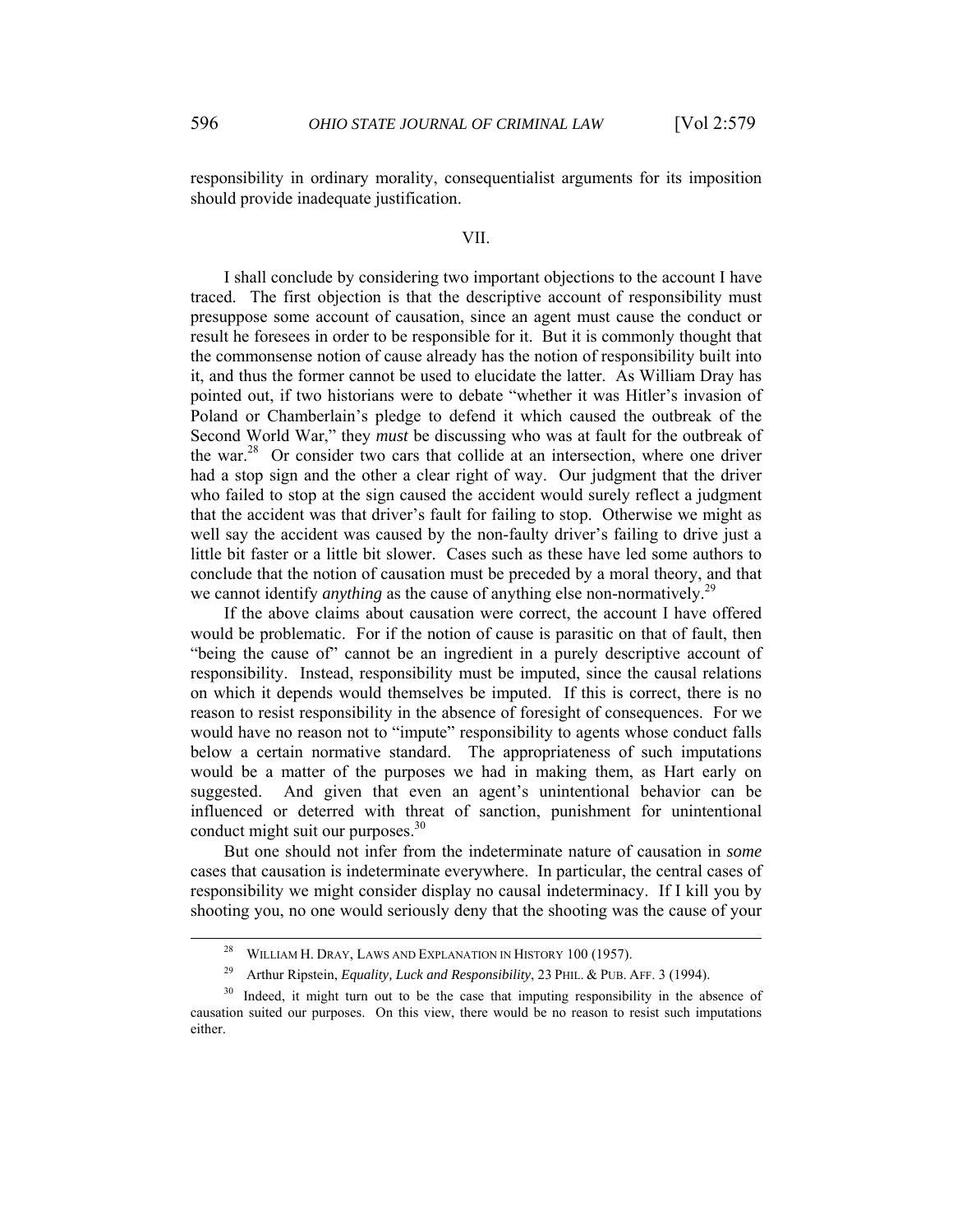responsibility in ordinary morality, consequentialist arguments for its imposition should provide inadequate justification.

## VII.

I shall conclude by considering two important objections to the account I have traced. The first objection is that the descriptive account of responsibility must presuppose some account of causation, since an agent must cause the conduct or result he foresees in order to be responsible for it. But it is commonly thought that the commonsense notion of cause already has the notion of responsibility built into it, and thus the former cannot be used to elucidate the latter. As William Dray has pointed out, if two historians were to debate "whether it was Hitler's invasion of Poland or Chamberlain's pledge to defend it which caused the outbreak of the Second World War," they *must* be discussing who was at fault for the outbreak of the war.[28] Or consider two cars that collide at an intersection, where one driver had a stop sign and the other a clear right of way. Our judgment that the driver who failed to stop at the sign caused the accident would surely reflect a judgment that the accident was that driver's fault for failing to stop. Otherwise we might as well say the accident was caused by the non-faulty driver's failing to drive just a little bit faster or a little bit slower. Cases such as these have led some authors to conclude that the notion of causation must be preceded by a moral theory, and that we cannot identify *anything* as the cause of anything else non-normatively.[29]

If the above claims about causation were correct, the account I have offered would be problematic. For if the notion of cause is parasitic on that of fault, then "being the cause of" cannot be an ingredient in a purely descriptive account of responsibility. Instead, responsibility must be imputed, since the causal relations on which it depends would themselves be imputed. If this is correct, there is no reason to resist responsibility in the absence of foresight of consequences. For we would have no reason not to "impute" responsibility to agents whose conduct falls below a certain normative standard. The appropriateness of such imputations would be a matter of the purposes we had in making them, as Hart early on suggested. And given that even an agent's unintentional behavior can be influenced or deterred with threat of sanction, punishment for unintentional conduct might suit our purposes.[30]

But one should not infer from the indeterminate nature of causation in *some* cases that causation is indeterminate everywhere. In particular, the central cases of responsibility we might consider display no causal indeterminacy. If I kill you by shooting you, no one would seriously deny that the shooting was the cause of your

---

[28] WILLIAM H. DRAY, LAWS AND EXPLANATION IN HISTORY 100 (1957).

[29] Arthur Ripstein, *Equality, Luck and Responsibility*, 23 PHIL. & PUB. AFF. 3 (1994).

[30] Indeed, it might turn out to be the case that imputing responsibility in the absence of causation suited our purposes. On this view, there would be no reason to resist such imputations either.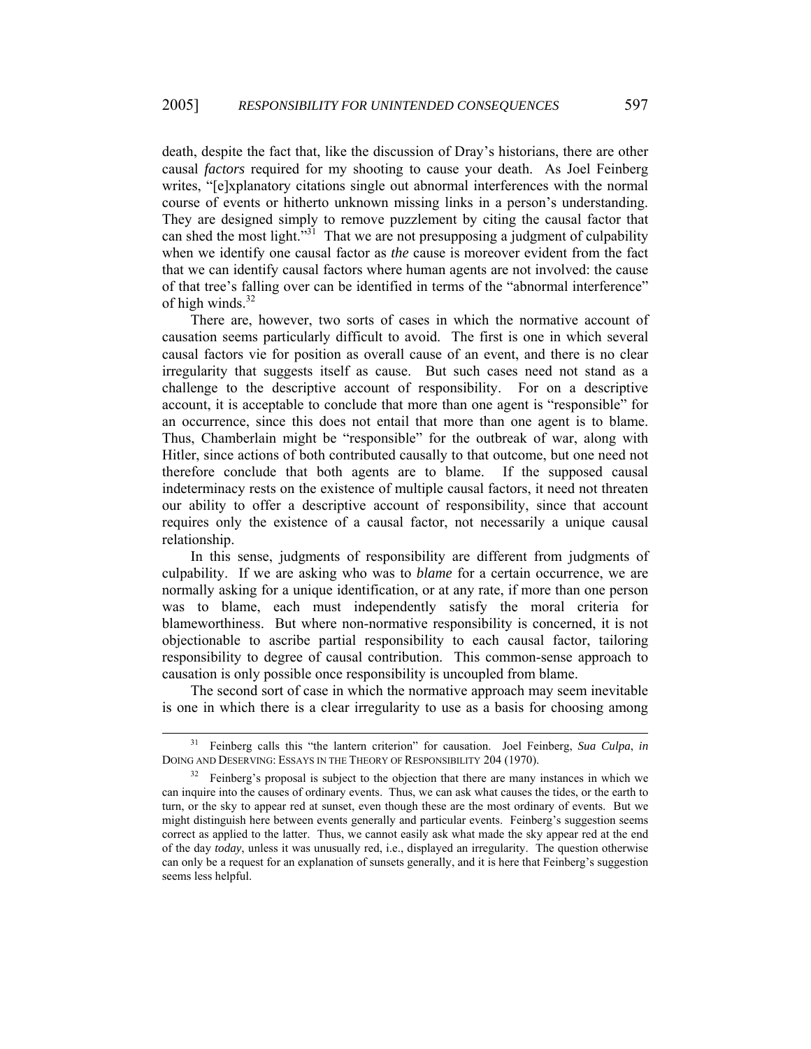death, despite the fact that, like the discussion of Dray's historians, there are other causal *factors* required for my shooting to cause your death. As Joel Feinberg writes, "[e]xplanatory citations single out abnormal interferences with the normal course of events or hitherto unknown missing links in a person's understanding. They are designed simply to remove puzzlement by citing the causal factor that can shed the most light."[31] That we are not presupposing a judgment of culpability when we identify one causal factor as *the* cause is moreover evident from the fact that we can identify causal factors where human agents are not involved: the cause of that tree's falling over can be identified in terms of the "abnormal interference" of high winds.[32]

There are, however, two sorts of cases in which the normative account of causation seems particularly difficult to avoid. The first is one in which several causal factors vie for position as overall cause of an event, and there is no clear irregularity that suggests itself as cause. But such cases need not stand as a challenge to the descriptive account of responsibility. For on a descriptive account, it is acceptable to conclude that more than one agent is "responsible" for an occurrence, since this does not entail that more than one agent is to blame. Thus, Chamberlain might be "responsible" for the outbreak of war, along with Hitler, since actions of both contributed causally to that outcome, but one need not therefore conclude that both agents are to blame. If the supposed causal indeterminacy rests on the existence of multiple causal factors, it need not threaten our ability to offer a descriptive account of responsibility, since that account requires only the existence of a causal factor, not necessarily a unique causal relationship.

In this sense, judgments of responsibility are different from judgments of culpability. If we are asking who was to *blame* for a certain occurrence, we are normally asking for a unique identification, or at any rate, if more than one person was to blame, each must independently satisfy the moral criteria for blameworthiness. But where non-normative responsibility is concerned, it is not objectionable to ascribe partial responsibility to each causal factor, tailoring responsibility to degree of causal contribution. This common-sense approach to causation is only possible once responsibility is uncoupled from blame.

The second sort of case in which the normative approach may seem inevitable is one in which there is a clear irregularity to use as a basis for choosing among

---

[31] Feinberg calls this "the lantern criterion" for causation. Joel Feinberg, *Sua Culpa*, *in* DOING AND DESERVING: ESSAYS IN THE THEORY OF RESPONSIBILITY 204 (1970).

[32] Feinberg's proposal is subject to the objection that there are many instances in which we can inquire into the causes of ordinary events. Thus, we can ask what causes the tides, or the earth to turn, or the sky to appear red at sunset, even though these are the most ordinary of events. But we might distinguish here between events generally and particular events. Feinberg's suggestion seems correct as applied to the latter. Thus, we cannot easily ask what made the sky appear red at the end of the day *today*, unless it was unusually red, i.e., displayed an irregularity. The question otherwise can only be a request for an explanation of sunsets generally, and it is here that Feinberg's suggestion seems less helpful.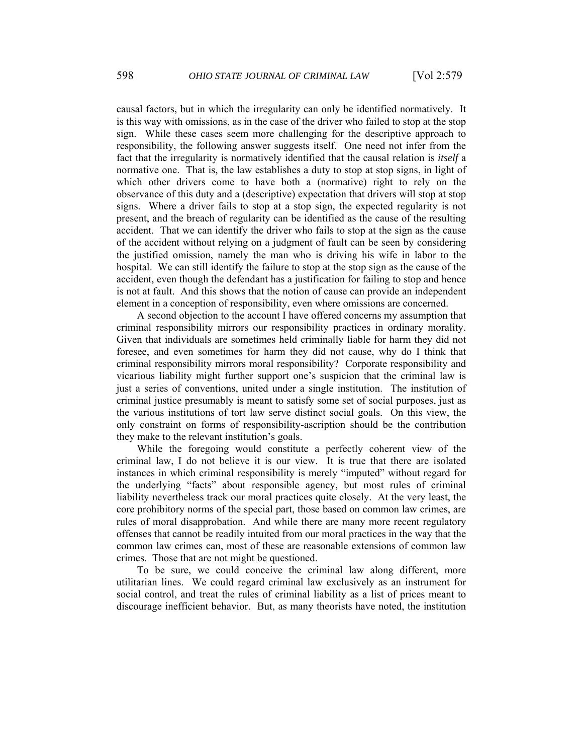causal factors, but in which the irregularity can only be identified normatively. It is this way with omissions, as in the case of the driver who failed to stop at the stop sign. While these cases seem more challenging for the descriptive approach to responsibility, the following answer suggests itself. One need not infer from the fact that the irregularity is normatively identified that the causal relation is *itself* a normative one. That is, the law establishes a duty to stop at stop signs, in light of which other drivers come to have both a (normative) right to rely on the observance of this duty and a (descriptive) expectation that drivers will stop at stop signs. Where a driver fails to stop at a stop sign, the expected regularity is not present, and the breach of regularity can be identified as the cause of the resulting accident. That we can identify the driver who fails to stop at the sign as the cause of the accident without relying on a judgment of fault can be seen by considering the justified omission, namely the man who is driving his wife in labor to the hospital. We can still identify the failure to stop at the stop sign as the cause of the accident, even though the defendant has a justification for failing to stop and hence is not at fault. And this shows that the notion of cause can provide an independent element in a conception of responsibility, even where omissions are concerned.

A second objection to the account I have offered concerns my assumption that criminal responsibility mirrors our responsibility practices in ordinary morality. Given that individuals are sometimes held criminally liable for harm they did not foresee, and even sometimes for harm they did not cause, why do I think that criminal responsibility mirrors moral responsibility? Corporate responsibility and vicarious liability might further support one's suspicion that the criminal law is just a series of conventions, united under a single institution. The institution of criminal justice presumably is meant to satisfy some set of social purposes, just as the various institutions of tort law serve distinct social goals. On this view, the only constraint on forms of responsibility-ascription should be the contribution they make to the relevant institution's goals.

While the foregoing would constitute a perfectly coherent view of the criminal law, I do not believe it is our view. It is true that there are isolated instances in which criminal responsibility is merely "imputed" without regard for the underlying "facts" about responsible agency, but most rules of criminal liability nevertheless track our moral practices quite closely. At the very least, the core prohibitory norms of the special part, those based on common law crimes, are rules of moral disapprobation. And while there are many more recent regulatory offenses that cannot be readily intuited from our moral practices in the way that the common law crimes can, most of these are reasonable extensions of common law crimes. Those that are not might be questioned.

To be sure, we could conceive the criminal law along different, more utilitarian lines. We could regard criminal law exclusively as an instrument for social control, and treat the rules of criminal liability as a list of prices meant to discourage inefficient behavior. But, as many theorists have noted, the institution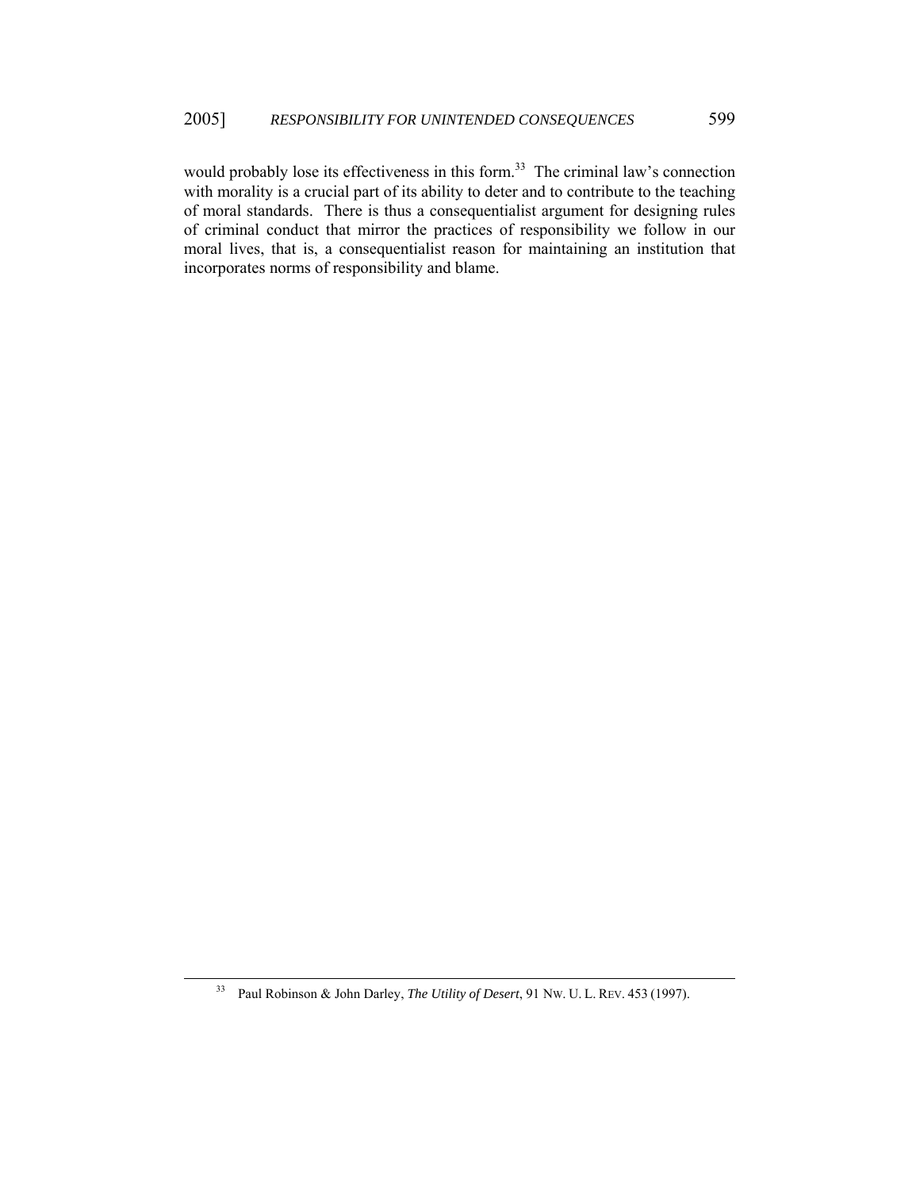would probably lose its effectiveness in this form.[33] The criminal law's connection with morality is a crucial part of its ability to deter and to contribute to the teaching of moral standards. There is thus a consequentialist argument for designing rules of criminal conduct that mirror the practices of responsibility we follow in our moral lives, that is, a consequentialist reason for maintaining an institution that incorporates norms of responsibility and blame.

---

[33] Paul Robinson & John Darley, *The Utility of Desert*, 91 NW. U. L. REV. 453 (1997).